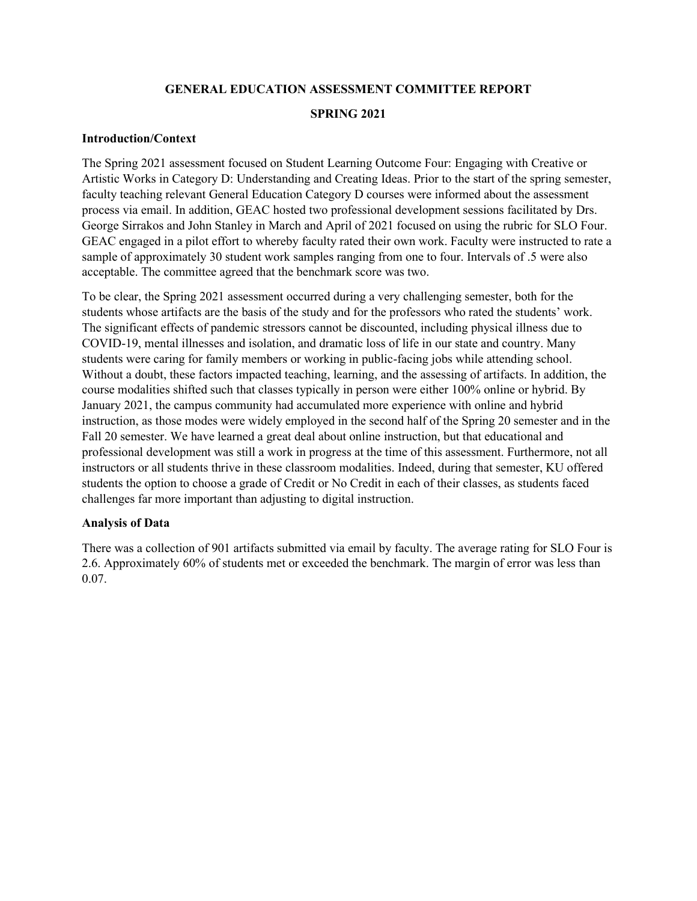# GENERAL EDUCATION ASSESSMENT COMMITTEE REPORT

## SPRING 2021

### Introduction/Context

The Spring 2021 assessment focused on Student Learning Outcome Four: Engaging with Creative or Artistic Works in Category D: Understanding and Creating Ideas. Prior to the start of the spring semester, faculty teaching relevant General Education Category D courses were informed about the assessment process via email. In addition, GEAC hosted two professional development sessions facilitated by Drs. George Sirrakos and John Stanley in March and April of 2021 focused on using the rubric for SLO Four. GEAC engaged in a pilot effort to whereby faculty rated their own work. Faculty were instructed to rate a sample of approximately 30 student work samples ranging from one to four. Intervals of .5 were also acceptable. The committee agreed that the benchmark score was two.

To be clear, the Spring 2021 assessment occurred during a very challenging semester, both for the students whose artifacts are the basis of the study and for the professors who rated the students' work. The significant effects of pandemic stressors cannot be discounted, including physical illness due to COVID-19, mental illnesses and isolation, and dramatic loss of life in our state and country. Many students were caring for family members or working in public-facing jobs while attending school. Without a doubt, these factors impacted teaching, learning, and the assessing of artifacts. In addition, the course modalities shifted such that classes typically in person were either 100% online or hybrid. By January 2021, the campus community had accumulated more experience with online and hybrid instruction, as those modes were widely employed in the second half of the Spring 20 semester and in the Fall 20 semester. We have learned a great deal about online instruction, but that educational and professional development was still a work in progress at the time of this assessment. Furthermore, not all instructors or all students thrive in these classroom modalities. Indeed, during that semester, KU offered students the option to choose a grade of Credit or No Credit in each of their classes, as students faced challenges far more important than adjusting to digital instruction.

### Analysis of Data

There was a collection of 901 artifacts submitted via email by faculty. The average rating for SLO Four is 2.6. Approximately 60% of students met or exceeded the benchmark. The margin of error was less than 0.07.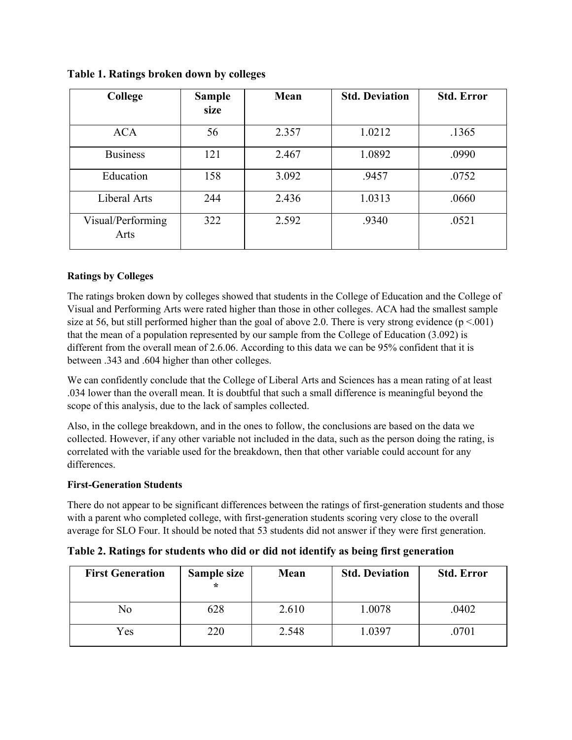**Table 1. Ratings broken down by colleges**

| College | Sample size | Mean | Std. Deviation | Std. Error |
|---|---|---|---|---|
| ACA | 56 | 2.357 | 1.0212 | .1365 |
| Business | 121 | 2.467 | 1.0892 | .0990 |
| Education | 158 | 3.092 | .9457 | .0752 |
| Liberal Arts | 244 | 2.436 | 1.0313 | .0660 |
| Visual/Performing Arts | 322 | 2.592 | .9340 | .0521 |

**Ratings by Colleges**

The ratings broken down by colleges showed that students in the College of Education and the College of Visual and Performing Arts were rated higher than those in other colleges. ACA had the smallest sample size at 56, but still performed higher than the goal of above 2.0. There is very strong evidence ($p <.001$) that the mean of a population represented by our sample from the College of Education (3.092) is different from the overall mean of 2.6.06. According to this data we can be 95% confident that it is between .343 and .604 higher than other colleges.

We can confidently conclude that the College of Liberal Arts and Sciences has a mean rating of at least .034 lower than the overall mean. It is doubtful that such a small difference is meaningful beyond the scope of this analysis, due to the lack of samples collected.

Also, in the college breakdown, and in the ones to follow, the conclusions are based on the data we collected. However, if any other variable not included in the data, such as the person doing the rating, is correlated with the variable used for the breakdown, then that other variable could account for any differences.

**First-Generation Students**

There do not appear to be significant differences between the ratings of first-generation students and those with a parent who completed college, with first-generation students scoring very close to the overall average for SLO Four. It should be noted that 53 students did not answer if they were first generation.

**Table 2. Ratings for students who did or did not identify as being first generation**

| First Generation | Sample size * | Mean | Std. Deviation | Std. Error |
|---|---|---|---|---|
| No | 628 | 2.610 | 1.0078 | .0402 |
| Yes | 220 | 2.548 | 1.0397 | .0701 |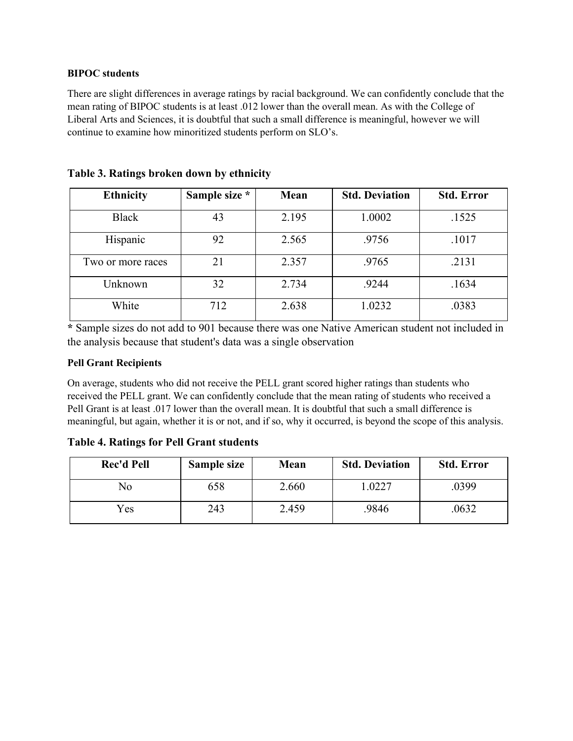**BIPOC students**

There are slight differences in average ratings by racial background. We can confidently conclude that the mean rating of BIPOC students is at least .012 lower than the overall mean. As with the College of Liberal Arts and Sciences, it is doubtful that such a small difference is meaningful, however we will continue to examine how minoritized students perform on SLO's.

**Table 3. Ratings broken down by ethnicity**

| Ethnicity | Sample size * | Mean | Std. Deviation | Std. Error |
|---|---|---|---|---|
| Black | 43 | 2.195 | 1.0002 | .1525 |
| Hispanic | 92 | 2.565 | .9756 | .1017 |
| Two or more races | 21 | 2.357 | .9765 | .2131 |
| Unknown | 32 | 2.734 | .9244 | .1634 |
| White | 712 | 2.638 | 1.0232 | .0383 |

**\*** Sample sizes do not add to 901 because there was one Native American student not included in the analysis because that student's data was a single observation

**Pell Grant Recipients**

On average, students who did not receive the PELL grant scored higher ratings than students who received the PELL grant. We can confidently conclude that the mean rating of students who received a Pell Grant is at least .017 lower than the overall mean. It is doubtful that such a small difference is meaningful, but again, whether it is or not, and if so, why it occurred, is beyond the scope of this analysis.

**Table 4. Ratings for Pell Grant students**

| Rec'd Pell | Sample size | Mean | Std. Deviation | Std. Error |
|---|---|---|---|---|
| No | 658 | 2.660 | 1.0227 | .0399 |
| Yes | 243 | 2.459 | .9846 | .0632 |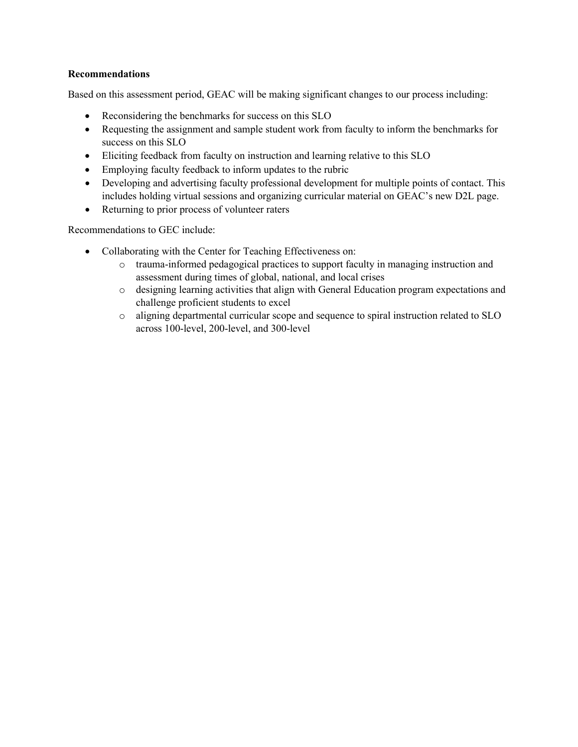**Recommendations**

Based on this assessment period, GEAC will be making significant changes to our process including:

- Reconsidering the benchmarks for success on this SLO
- Requesting the assignment and sample student work from faculty to inform the benchmarks for success on this SLO
- Eliciting feedback from faculty on instruction and learning relative to this SLO
- Employing faculty feedback to inform updates to the rubric
- Developing and advertising faculty professional development for multiple points of contact. This includes holding virtual sessions and organizing curricular material on GEAC's new D2L page.
- Returning to prior process of volunteer raters

Recommendations to GEC include:

- Collaborating with the Center for Teaching Effectiveness on:
    - trauma-informed pedagogical practices to support faculty in managing instruction and assessment during times of global, national, and local crises
    - designing learning activities that align with General Education program expectations and challenge proficient students to excel
    - aligning departmental curricular scope and sequence to spiral instruction related to SLO across 100-level, 200-level, and 300-level